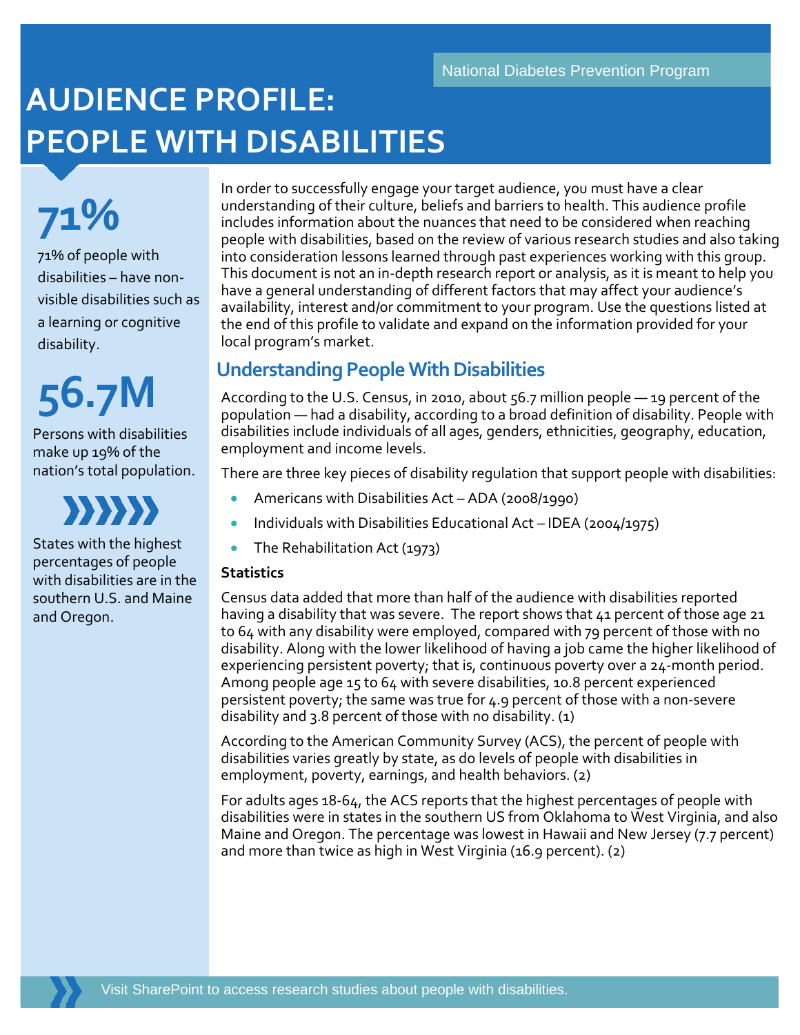National Diabetes Prevention Program

# AUDIENCE PROFILE: PEOPLE WITH DISABILITIES

**71%**

71% of people with disabilities – have non-visible disabilities such as a learning or cognitive disability.

**56.7M**

Persons with disabilities make up 19% of the nation's total population.

States with the highest percentages of people with disabilities are in the southern U.S. and Maine and Oregon.

In order to successfully engage your target audience, you must have a clear understanding of their culture, beliefs and barriers to health. This audience profile includes information about the nuances that need to be considered when reaching people with disabilities, based on the review of various research studies and also taking into consideration lessons learned through past experiences working with this group. This document is not an in-depth research report or analysis, as it is meant to help you have a general understanding of different factors that may affect your audience's availability, interest and/or commitment to your program. Use the questions listed at the end of this profile to validate and expand on the information provided for your local program's market.

## Understanding People With Disabilities

According to the U.S. Census, in 2010, about 56.7 million people — 19 percent of the population — had a disability, according to a broad definition of disability. People with disabilities include individuals of all ages, genders, ethnicities, geography, education, employment and income levels.

There are three key pieces of disability regulation that support people with disabilities:

- Americans with Disabilities Act – ADA (2008/1990)
- Individuals with Disabilities Educational Act – IDEA (2004/1975)
- The Rehabilitation Act (1973)

**Statistics**

Census data added that more than half of the audience with disabilities reported having a disability that was severe. The report shows that 41 percent of those age 21 to 64 with any disability were employed, compared with 79 percent of those with no disability. Along with the lower likelihood of having a job came the higher likelihood of experiencing persistent poverty; that is, continuous poverty over a 24-month period. Among people age 15 to 64 with severe disabilities, 10.8 percent experienced persistent poverty; the same was true for 4.9 percent of those with a non-severe disability and 3.8 percent of those with no disability. (1)

According to the American Community Survey (ACS), the percent of people with disabilities varies greatly by state, as do levels of people with disabilities in employment, poverty, earnings, and health behaviors. (2)

For adults ages 18-64, the ACS reports that the highest percentages of people with disabilities were in states in the southern US from Oklahoma to West Virginia, and also Maine and Oregon. The percentage was lowest in Hawaii and New Jersey (7.7 percent) and more than twice as high in West Virginia (16.9 percent). (2)

Visit SharePoint to access research studies about people with disabilities.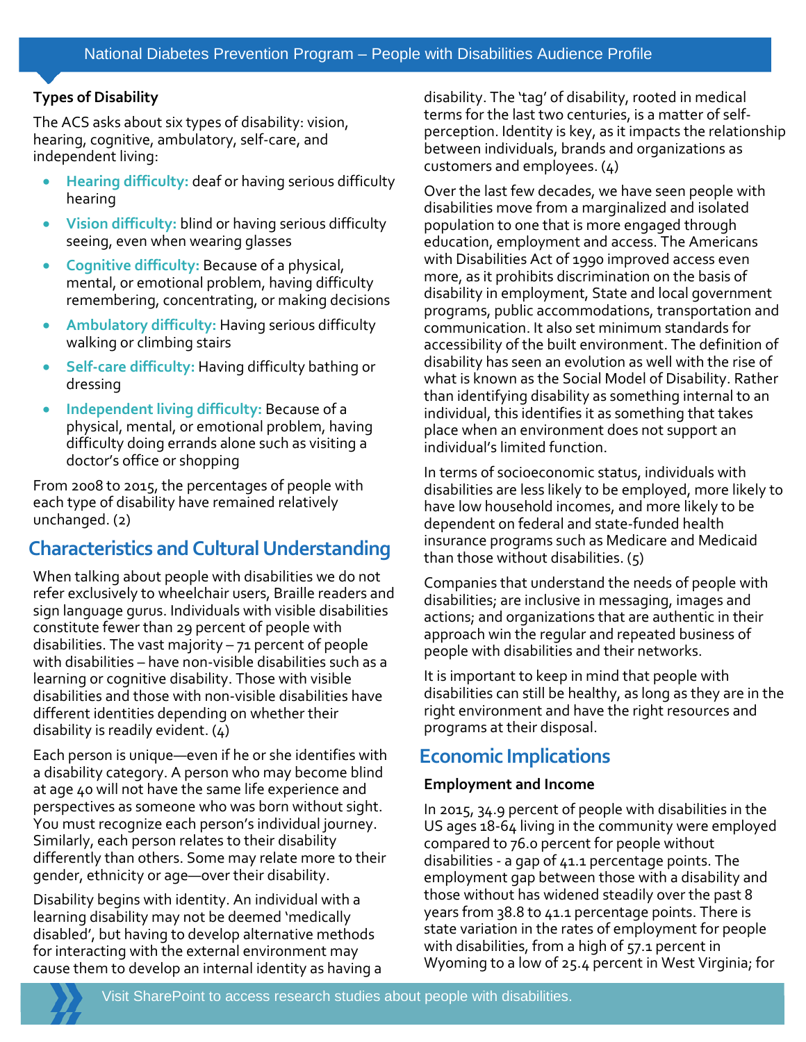### Types of Disability

The ACS asks about six types of disability: vision, hearing, cognitive, ambulatory, self-care, and independent living:

- **Hearing difficulty:** deaf or having serious difficulty hearing
- **Vision difficulty:** blind or having serious difficulty seeing, even when wearing glasses
- **Cognitive difficulty:** Because of a physical, mental, or emotional problem, having difficulty remembering, concentrating, or making decisions
- **Ambulatory difficulty:** Having serious difficulty walking or climbing stairs
- **Self-care difficulty:** Having difficulty bathing or dressing
- **Independent living difficulty:** Because of a physical, mental, or emotional problem, having difficulty doing errands alone such as visiting a doctor's office or shopping

From 2008 to 2015, the percentages of people with each type of disability have remained relatively unchanged. (2)

## Characteristics and Cultural Understanding

When talking about people with disabilities we do not refer exclusively to wheelchair users, Braille readers and sign language gurus. Individuals with visible disabilities constitute fewer than 29 percent of people with disabilities. The vast majority – 71 percent of people with disabilities – have non-visible disabilities such as a learning or cognitive disability. Those with visible disabilities and those with non-visible disabilities have different identities depending on whether their disability is readily evident. (4)

Each person is unique—even if he or she identifies with a disability category. A person who may become blind at age 40 will not have the same life experience and perspectives as someone who was born without sight. You must recognize each person's individual journey. Similarly, each person relates to their disability differently than others. Some may relate more to their gender, ethnicity or age—over their disability.

Disability begins with identity. An individual with a learning disability may not be deemed 'medically disabled', but having to develop alternative methods for interacting with the external environment may cause them to develop an internal identity as having a disability. The 'tag' of disability, rooted in medical terms for the last two centuries, is a matter of self-perception. Identity is key, as it impacts the relationship between individuals, brands and organizations as customers and employees. (4)

Over the last few decades, we have seen people with disabilities move from a marginalized and isolated population to one that is more engaged through education, employment and access. The Americans with Disabilities Act of 1990 improved access even more, as it prohibits discrimination on the basis of disability in employment, State and local government programs, public accommodations, transportation and communication. It also set minimum standards for accessibility of the built environment. The definition of disability has seen an evolution as well with the rise of what is known as the Social Model of Disability. Rather than identifying disability as something internal to an individual, this identifies it as something that takes place when an environment does not support an individual's limited function.

In terms of socioeconomic status, individuals with disabilities are less likely to be employed, more likely to have low household incomes, and more likely to be dependent on federal and state-funded health insurance programs such as Medicare and Medicaid than those without disabilities. (5)

Companies that understand the needs of people with disabilities; are inclusive in messaging, images and actions; and organizations that are authentic in their approach win the regular and repeated business of people with disabilities and their networks.

It is important to keep in mind that people with disabilities can still be healthy, as long as they are in the right environment and have the right resources and programs at their disposal.

## Economic Implications

### Employment and Income

In 2015, 34.9 percent of people with disabilities in the US ages 18-64 living in the community were employed compared to 76.0 percent for people without disabilities - a gap of 41.1 percentage points. The employment gap between those with a disability and those without has widened steadily over the past 8 years from 38.8 to 41.1 percentage points. There is state variation in the rates of employment for people with disabilities, from a high of 57.1 percent in Wyoming to a low of 25.4 percent in West Virginia; for

Visit SharePoint to access research studies about people with disabilities.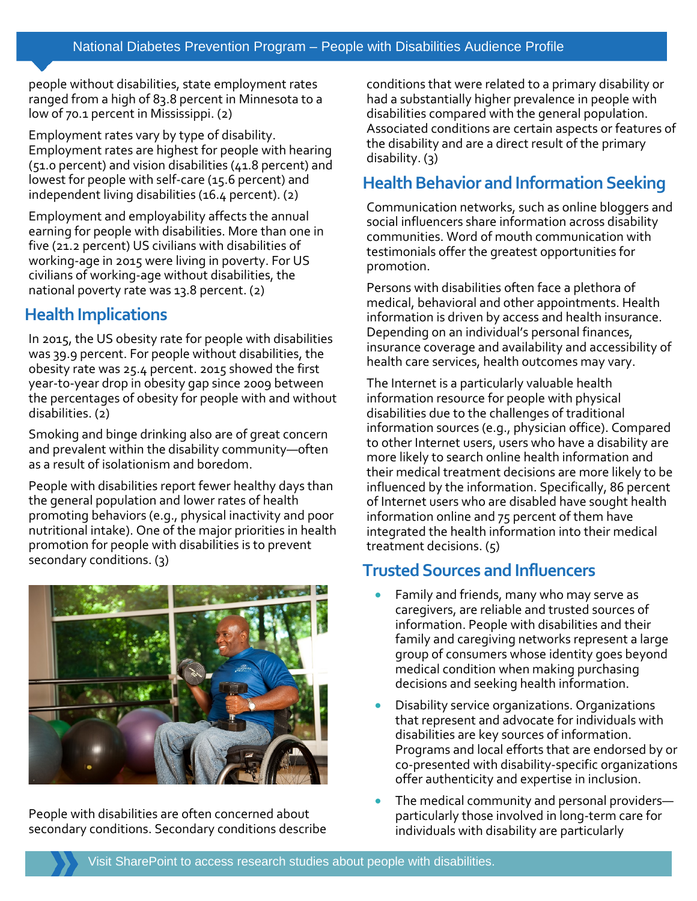people without disabilities, state employment rates ranged from a high of 83.8 percent in Minnesota to a low of 70.1 percent in Mississippi. (2)

Employment rates vary by type of disability. Employment rates are highest for people with hearing (51.0 percent) and vision disabilities (41.8 percent) and lowest for people with self-care (15.6 percent) and independent living disabilities (16.4 percent). (2)

Employment and employability affects the annual earning for people with disabilities. More than one in five (21.2 percent) US civilians with disabilities of working-age in 2015 were living in poverty. For US civilians of working-age without disabilities, the national poverty rate was 13.8 percent. (2)

## Health Implications

In 2015, the US obesity rate for people with disabilities was 39.9 percent. For people without disabilities, the obesity rate was 25.4 percent. 2015 showed the first year-to-year drop in obesity gap since 2009 between the percentages of obesity for people with and without disabilities. (2)

Smoking and binge drinking also are of great concern and prevalent within the disability community—often as a result of isolationism and boredom.

People with disabilities report fewer healthy days than the general population and lower rates of health promoting behaviors (e.g., physical inactivity and poor nutritional intake). One of the major priorities in health promotion for people with disabilities is to prevent secondary conditions. (3)

People with disabilities are often concerned about secondary conditions. Secondary conditions describe conditions that were related to a primary disability or had a substantially higher prevalence in people with disabilities compared with the general population. Associated conditions are certain aspects or features of the disability and are a direct result of the primary disability. (3)

## Health Behavior and Information Seeking

Communication networks, such as online bloggers and social influencers share information across disability communities. Word of mouth communication with testimonials offer the greatest opportunities for promotion.

Persons with disabilities often face a plethora of medical, behavioral and other appointments. Health information is driven by access and health insurance. Depending on an individual's personal finances, insurance coverage and availability and accessibility of health care services, health outcomes may vary.

The Internet is a particularly valuable health information resource for people with physical disabilities due to the challenges of traditional information sources (e.g., physician office). Compared to other Internet users, users who have a disability are more likely to search online health information and their medical treatment decisions are more likely to be influenced by the information. Specifically, 86 percent of Internet users who are disabled have sought health information online and 75 percent of them have integrated the health information into their medical treatment decisions. (5)

## Trusted Sources and Influencers

- Family and friends, many who may serve as caregivers, are reliable and trusted sources of information. People with disabilities and their family and caregiving networks represent a large group of consumers whose identity goes beyond medical condition when making purchasing decisions and seeking health information.
- Disability service organizations. Organizations that represent and advocate for individuals with disabilities are key sources of information. Programs and local efforts that are endorsed by or co-presented with disability-specific organizations offer authenticity and expertise in inclusion.
- The medical community and personal providers—particularly those involved in long-term care for individuals with disability are particularly

Visit SharePoint to access research studies about people with disabilities.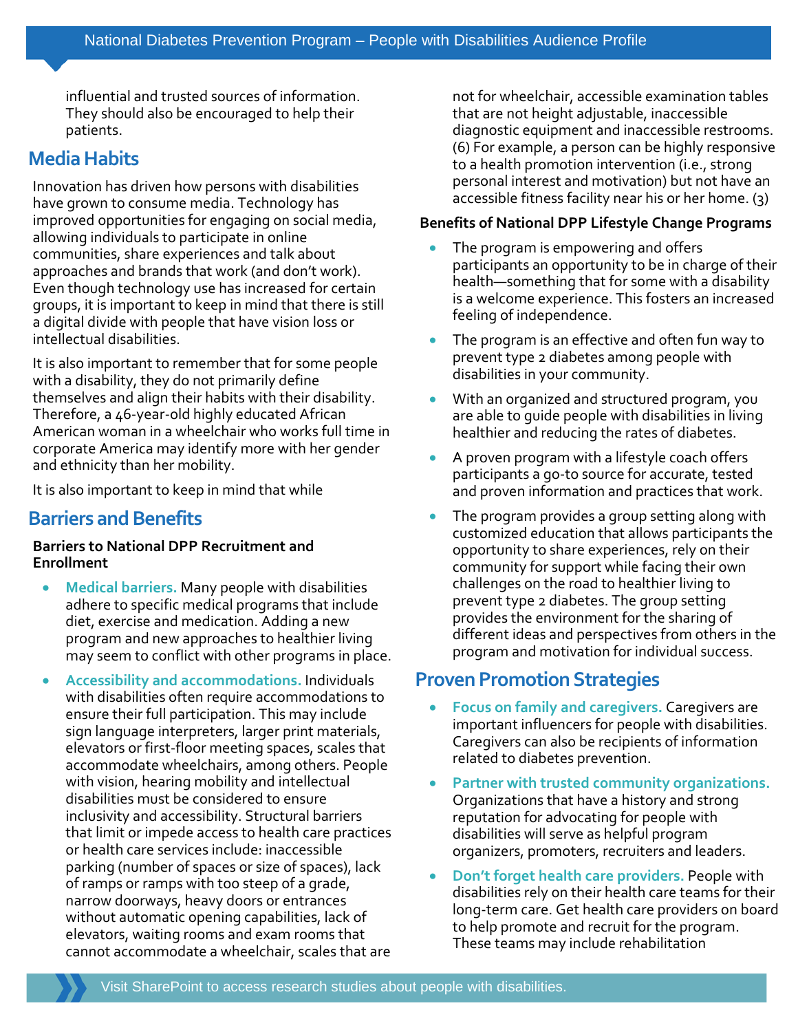influential and trusted sources of information. They should also be encouraged to help their patients.

## Media Habits

Innovation has driven how persons with disabilities have grown to consume media. Technology has improved opportunities for engaging on social media, allowing individuals to participate in online communities, share experiences and talk about approaches and brands that work (and don't work). Even though technology use has increased for certain groups, it is important to keep in mind that there is still a digital divide with people that have vision loss or intellectual disabilities.

It is also important to remember that for some people with a disability, they do not primarily define themselves and align their habits with their disability. Therefore, a 46-year-old highly educated African American woman in a wheelchair who works full time in corporate America may identify more with her gender and ethnicity than her mobility.

It is also important to keep in mind that while

## Barriers and Benefits

**Barriers to National DPP Recruitment and Enrollment**

- **Medical barriers.** Many people with disabilities adhere to specific medical programs that include diet, exercise and medication. Adding a new program and new approaches to healthier living may seem to conflict with other programs in place.
- **Accessibility and accommodations.** Individuals with disabilities often require accommodations to ensure their full participation. This may include sign language interpreters, larger print materials, elevators or first-floor meeting spaces, scales that accommodate wheelchairs, among others. People with vision, hearing mobility and intellectual disabilities must be considered to ensure inclusivity and accessibility. Structural barriers that limit or impede access to health care practices or health care services include: inaccessible parking (number of spaces or size of spaces), lack of ramps or ramps with too steep of a grade, narrow doorways, heavy doors or entrances without automatic opening capabilities, lack of elevators, waiting rooms and exam rooms that cannot accommodate a wheelchair, scales that are not for wheelchair, accessible examination tables that are not height adjustable, inaccessible diagnostic equipment and inaccessible restrooms. (6) For example, a person can be highly responsive to a health promotion intervention (i.e., strong personal interest and motivation) but not have an accessible fitness facility near his or her home. (3)

**Benefits of National DPP Lifestyle Change Programs**

- The program is empowering and offers participants an opportunity to be in charge of their health—something that for some with a disability is a welcome experience. This fosters an increased feeling of independence.
- The program is an effective and often fun way to prevent type 2 diabetes among people with disabilities in your community.
- With an organized and structured program, you are able to guide people with disabilities in living healthier and reducing the rates of diabetes.
- A proven program with a lifestyle coach offers participants a go-to source for accurate, tested and proven information and practices that work.
- The program provides a group setting along with customized education that allows participants the opportunity to share experiences, rely on their community for support while facing their own challenges on the road to healthier living to prevent type 2 diabetes. The group setting provides the environment for the sharing of different ideas and perspectives from others in the program and motivation for individual success.

## Proven Promotion Strategies

- **Focus on family and caregivers.** Caregivers are important influencers for people with disabilities. Caregivers can also be recipients of information related to diabetes prevention.
- **Partner with trusted community organizations.** Organizations that have a history and strong reputation for advocating for people with disabilities will serve as helpful program organizers, promoters, recruiters and leaders.
- **Don't forget health care providers.** People with disabilities rely on their health care teams for their long-term care. Get health care providers on board to help promote and recruit for the program. These teams may include rehabilitation

Visit SharePoint to access research studies about people with disabilities.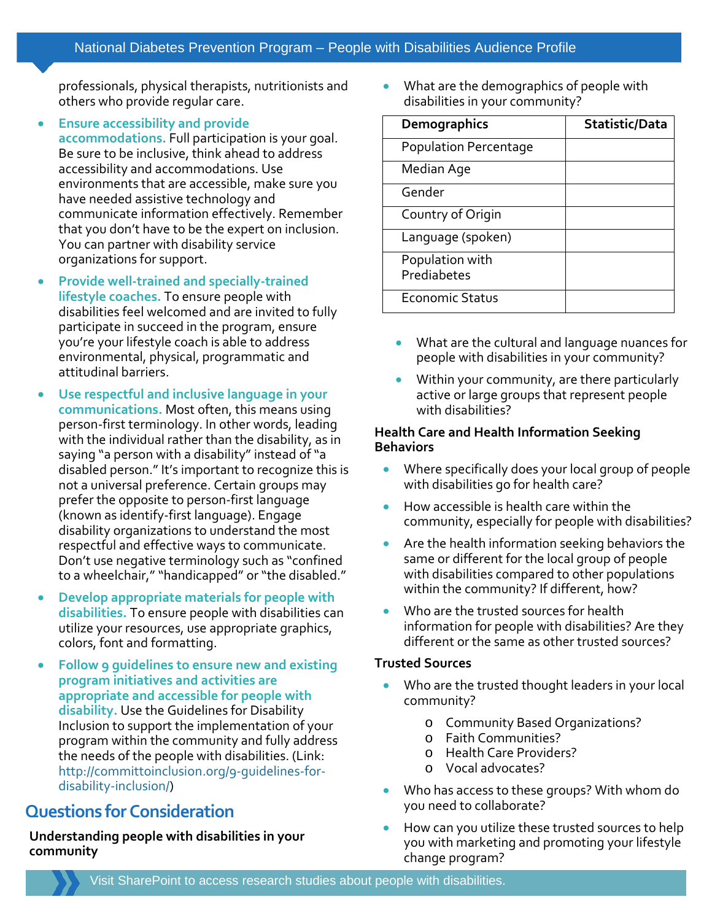professionals, physical therapists, nutritionists and others who provide regular care.

- **Ensure accessibility and provide accommodations.** Full participation is your goal. Be sure to be inclusive, think ahead to address accessibility and accommodations. Use environments that are accessible, make sure you have needed assistive technology and communicate information effectively. Remember that you don't have to be the expert on inclusion. You can partner with disability service organizations for support.
- **Provide well-trained and specially-trained lifestyle coaches.** To ensure people with disabilities feel welcomed and are invited to fully participate in succeed in the program, ensure you're your lifestyle coach is able to address environmental, physical, programmatic and attitudinal barriers.
- **Use respectful and inclusive language in your communications.** Most often, this means using person-first terminology. In other words, leading with the individual rather than the disability, as in saying "a person with a disability" instead of "a disabled person." It's important to recognize this is not a universal preference. Certain groups may prefer the opposite to person-first language (known as identify-first language). Engage disability organizations to understand the most respectful and effective ways to communicate. Don't use negative terminology such as "confined to a wheelchair," "handicapped" or "the disabled."
- **Develop appropriate materials for people with disabilities.** To ensure people with disabilities can utilize your resources, use appropriate graphics, colors, font and formatting.
- **Follow 9 guidelines to ensure new and existing program initiatives and activities are appropriate and accessible for people with disability.** Use the Guidelines for Disability Inclusion to support the implementation of your program within the community and fully address the needs of the people with disabilities. (Link: http://committoinclusion.org/9-guidelines-for-disability-inclusion/)

## Questions for Consideration

**Understanding people with disabilities in your community**

- What are the demographics of people with disabilities in your community?

| Demographics | Statistic/Data |
|---|---|
| Population Percentage | |
| Median Age | |
| Gender | |
| Country of Origin | |
| Language (spoken) | |
| Population with Prediabetes | |
| Economic Status | |

- What are the cultural and language nuances for people with disabilities in your community?
- Within your community, are there particularly active or large groups that represent people with disabilities?

**Health Care and Health Information Seeking Behaviors**

- Where specifically does your local group of people with disabilities go for health care?
- How accessible is health care within the community, especially for people with disabilities?
- Are the health information seeking behaviors the same or different for the local group of people with disabilities compared to other populations within the community? If different, how?
- Who are the trusted sources for health information for people with disabilities? Are they different or the same as other trusted sources?

**Trusted Sources**

- Who are the trusted thought leaders in your local community?
  - Community Based Organizations?
  - Faith Communities?
  - Health Care Providers?
  - Vocal advocates?
- Who has access to these groups? With whom do you need to collaborate?
- How can you utilize these trusted sources to help you with marketing and promoting your lifestyle change program?

Visit SharePoint to access research studies about people with disabilities.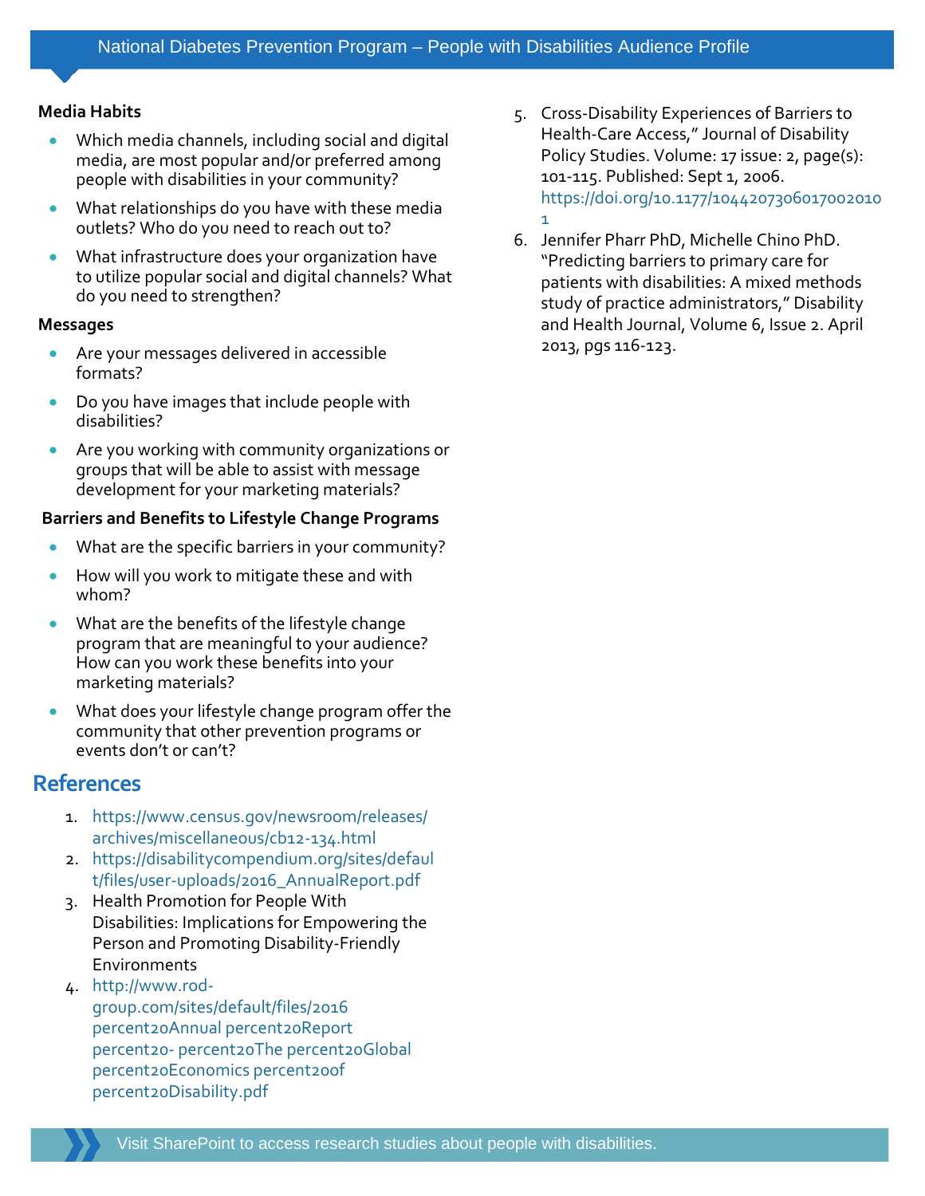### Media Habits

- Which media channels, including social and digital media, are most popular and/or preferred among people with disabilities in your community?
- What relationships do you have with these media outlets? Who do you need to reach out to?
- What infrastructure does your organization have to utilize popular social and digital channels? What do you need to strengthen?

### Messages

- Are your messages delivered in accessible formats?
- Do you have images that include people with disabilities?
- Are you working with community organizations or groups that will be able to assist with message development for your marketing materials?

### Barriers and Benefits to Lifestyle Change Programs

- What are the specific barriers in your community?
- How will you work to mitigate these and with whom?
- What are the benefits of the lifestyle change program that are meaningful to your audience? How can you work these benefits into your marketing materials?
- What does your lifestyle change program offer the community that other prevention programs or events don't or can't?

## References

1. https://www.census.gov/newsroom/releases/archives/miscellaneous/cb12-134.html
2. https://disabilitycompendium.org/sites/default/files/user-uploads/2016_AnnualReport.pdf
3. Health Promotion for People With Disabilities: Implications for Empowering the Person and Promoting Disability-Friendly Environments
4. http://www.rod-group.com/sites/default/files/2016 percent20Annual percent20Report percent20- percent20The percent20Global percent20Economics percent20of percent20Disability.pdf
5. Cross-Disability Experiences of Barriers to Health-Care Access," Journal of Disability Policy Studies. Volume: 17 issue: 2, page(s): 101-115. Published: Sept 1, 2006. https://doi.org/10.1177/10442073060170020101
6. Jennifer Pharr PhD, Michelle Chino PhD. "Predicting barriers to primary care for patients with disabilities: A mixed methods study of practice administrators," Disability and Health Journal, Volume 6, Issue 2. April 2013, pgs 116-123.

Visit SharePoint to access research studies about people with disabilities.